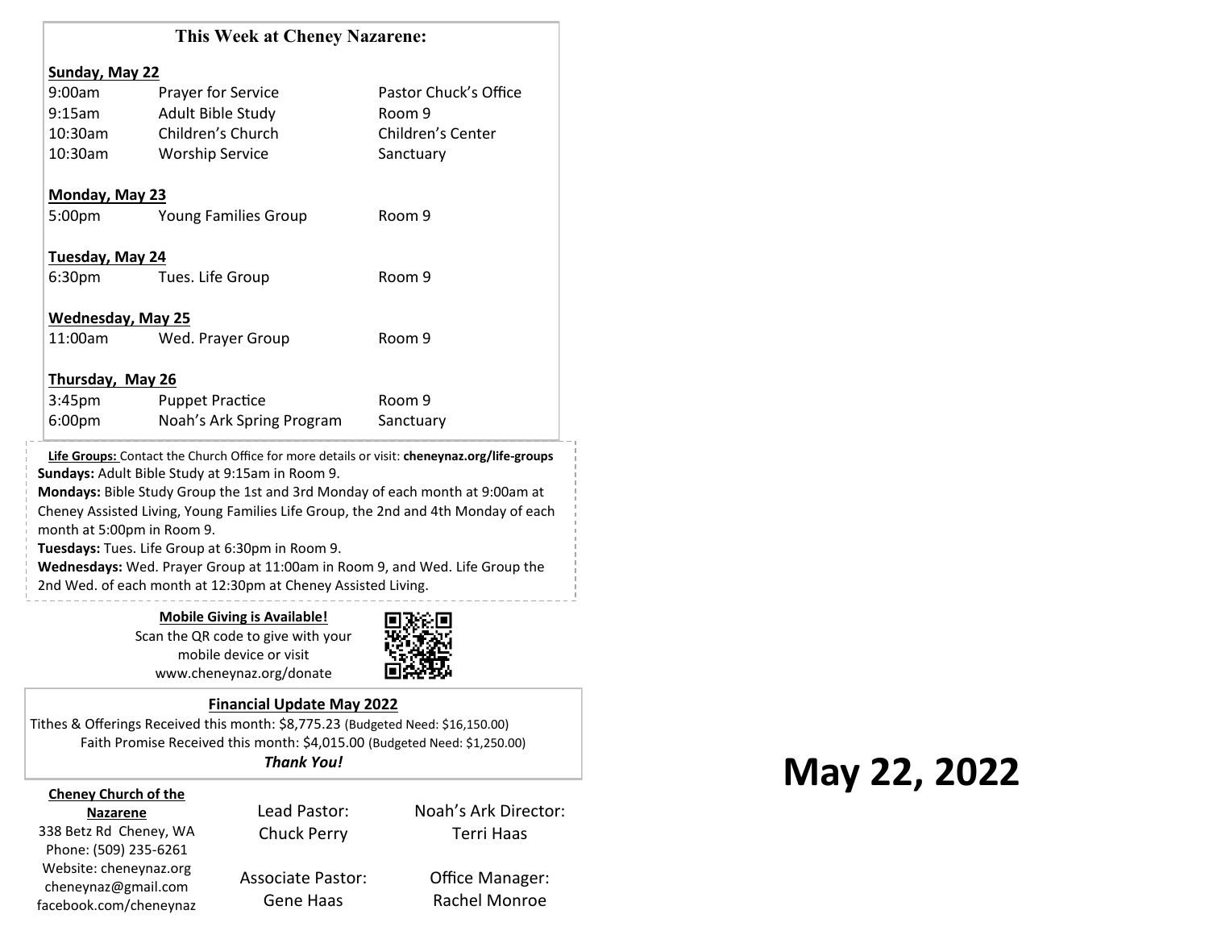## This Week at Cheney Nazarene:

**Sunday, May 22**

| | | |
|---|---|---|
| 9:00am | Prayer for Service | Pastor Chuck's Office |
| 9:15am | Adult Bible Study | Room 9 |
| 10:30am | Children's Church | Children's Center |
| 10:30am | Worship Service | Sanctuary |

**Monday, May 23**

| | | |
|---|---|---|
| 5:00pm | Young Families Group | Room 9 |

**Tuesday, May 24**

| | | |
|---|---|---|
| 6:30pm | Tues. Life Group | Room 9 |

**Wednesday, May 25**

| | | |
|---|---|---|
| 11:00am | Wed. Prayer Group | Room 9 |

**Thursday, May 26**

| | | |
|---|---|---|
| 3:45pm | Puppet Practice | Room 9 |
| 6:00pm | Noah's Ark Spring Program | Sanctuary |

**Life Groups:** Contact the Church Office for more details or visit: **cheneynaz.org/life-groups**

**Sundays:** Adult Bible Study at 9:15am in Room 9.

**Mondays:** Bible Study Group the 1st and 3rd Monday of each month at 9:00am at Cheney Assisted Living, Young Families Life Group, the 2nd and 4th Monday of each month at 5:00pm in Room 9.

**Tuesdays:** Tues. Life Group at 6:30pm in Room 9.

**Wednesdays:** Wed. Prayer Group at 11:00am in Room 9, and Wed. Life Group the 2nd Wed. of each month at 12:30pm at Cheney Assisted Living.

**Mobile Giving is Available!**
Scan the QR code to give with your mobile device or visit www.cheneynaz.org/donate

**Financial Update May 2022**

Tithes & Offerings Received this month: $8,775.23 (Budgeted Need: $16,150.00)
Faith Promise Received this month: $4,015.00 (Budgeted Need: $1,250.00)

***Thank You!***

**Cheney Church of the Nazarene**
338 Betz Rd Cheney, WA
Phone: (509) 235-6261
Website: cheneynaz.org
cheneynaz@gmail.com
facebook.com/cheneynaz

Lead Pastor: Chuck Perry

Associate Pastor: Gene Haas

Noah's Ark Director: Terri Haas

Office Manager: Rachel Monroe

# May 22, 2022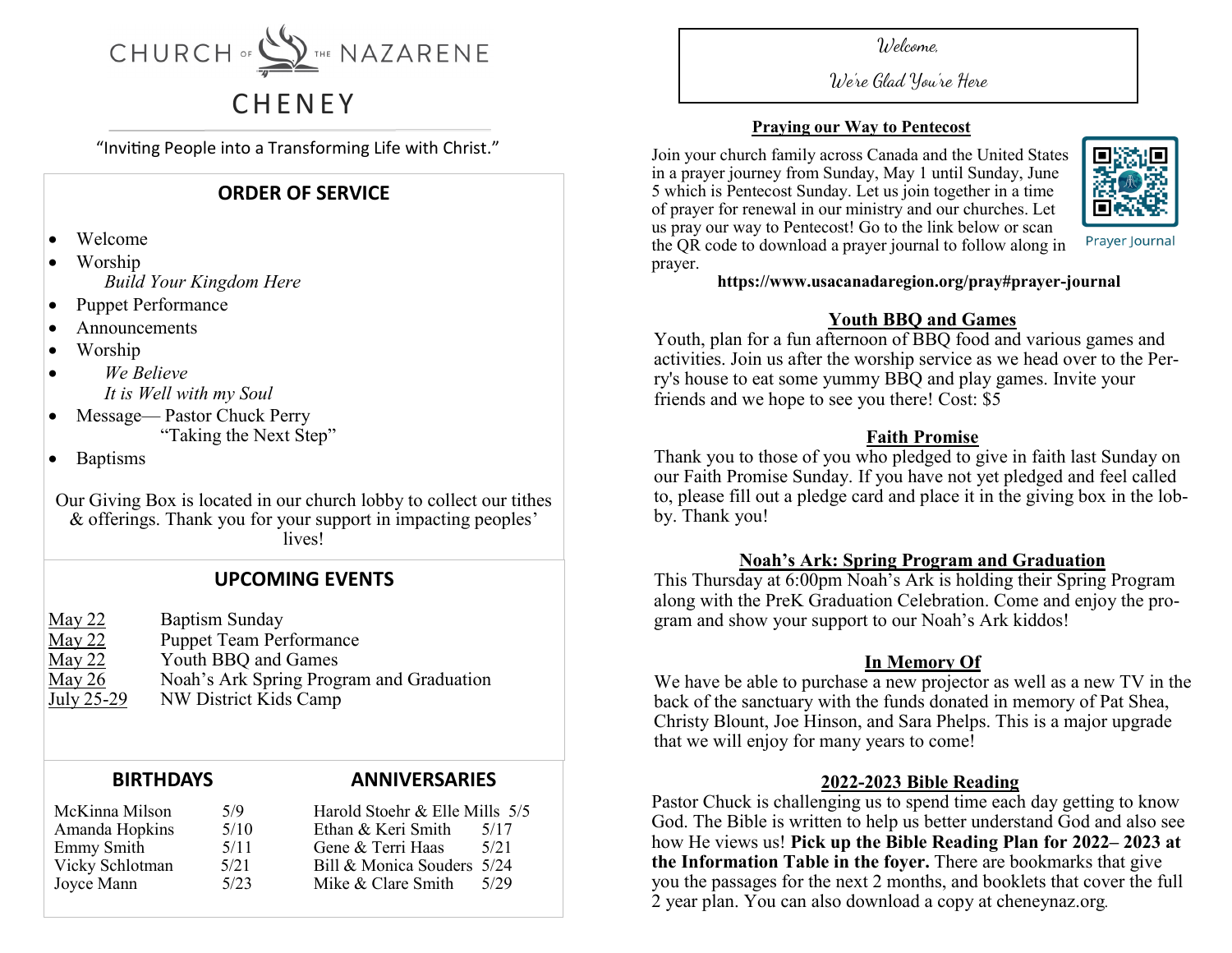# CHURCH OF THE NAZARENE

## CHENEY

"Inviting People into a Transforming Life with Christ."

## ORDER OF SERVICE

- Welcome
- Worship
  *Build Your Kingdom Here*
- Puppet Performance
- Announcements
- Worship
- *We Believe*
  *It is Well with my Soul*
- Message— Pastor Chuck Perry
  "Taking the Next Step"
- Baptisms

Our Giving Box is located in our church lobby to collect our tithes & offerings. Thank you for your support in impacting peoples' lives!

## UPCOMING EVENTS

| | |
|---|---|
| May 22 | Baptism Sunday |
| May 22 | Puppet Team Performance |
| May 22 | Youth BBQ and Games |
| May 26 | Noah's Ark Spring Program and Graduation |
| July 25-29 | NW District Kids Camp |

## BIRTHDAYS

| | |
|---|---|
| McKinna Milson | 5/9 |
| Amanda Hopkins | 5/10 |
| Emmy Smith | 5/11 |
| Vicky Schlotman | 5/21 |
| Joyce Mann | 5/23 |

## ANNIVERSARIES

| | |
|---|---|
| Harold Stoehr & Elle Mills | 5/5 |
| Ethan & Keri Smith | 5/17 |
| Gene & Terri Haas | 5/21 |
| Bill & Monica Souders | 5/24 |
| Mike & Clare Smith | 5/29 |

*Welcome,*

*We're Glad You're Here*

### Praying our Way to Pentecost

Join your church family across Canada and the United States in a prayer journey from Sunday, May 1 until Sunday, June 5 which is Pentecost Sunday. Let us join together in a time of prayer for renewal in our ministry and our churches. Let us pray our way to Pentecost! Go to the link below or scan the QR code to download a prayer journal to follow along in prayer.

Prayer Journal

**https://www.usacanadaregion.org/pray#prayer-journal**

### Youth BBQ and Games

Youth, plan for a fun afternoon of BBQ food and various games and activities. Join us after the worship service as we head over to the Perry's house to eat some yummy BBQ and play games. Invite your friends and we hope to see you there! Cost: $5

### Faith Promise

Thank you to those of you who pledged to give in faith last Sunday on our Faith Promise Sunday. If you have not yet pledged and feel called to, please fill out a pledge card and place it in the giving box in the lobby. Thank you!

### Noah's Ark: Spring Program and Graduation

This Thursday at 6:00pm Noah's Ark is holding their Spring Program along with the PreK Graduation Celebration. Come and enjoy the program and show your support to our Noah's Ark kiddos!

### In Memory Of

We have be able to purchase a new projector as well as a new TV in the back of the sanctuary with the funds donated in memory of Pat Shea, Christy Blount, Joe Hinson, and Sara Phelps. This is a major upgrade that we will enjoy for many years to come!

### 2022-2023 Bible Reading

Pastor Chuck is challenging us to spend time each day getting to know God. The Bible is written to help us better understand God and also see how He views us! **Pick up the Bible Reading Plan for 2022– 2023 at the Information Table in the foyer.** There are bookmarks that give you the passages for the next 2 months, and booklets that cover the full 2 year plan. You can also download a copy at cheneynaz.org.